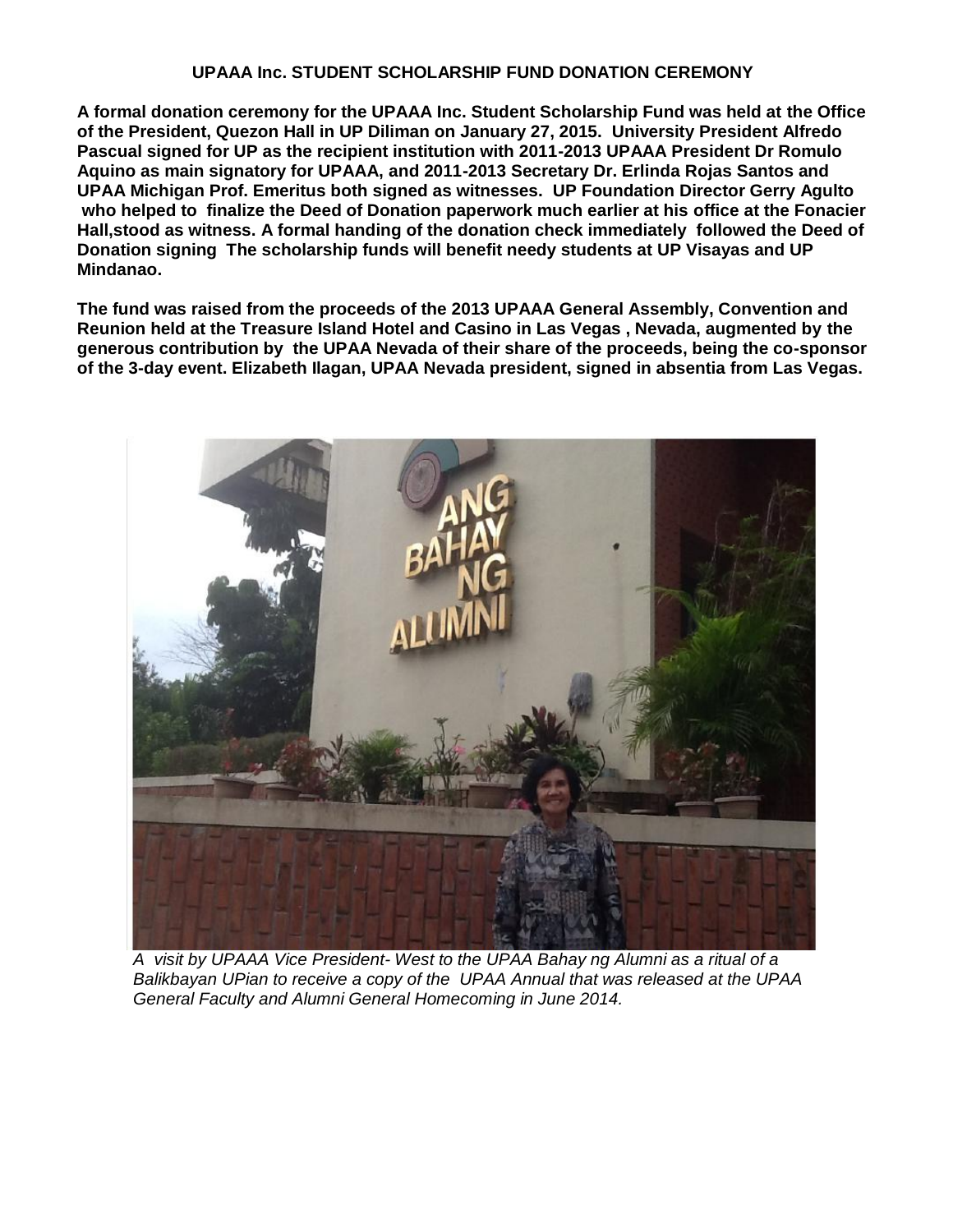**UPAAA Inc. STUDENT SCHOLARSHIP FUND DONATION CEREMONY**

**A formal donation ceremony for the UPAAA Inc. Student Scholarship Fund was held at the Office of the President, Quezon Hall in UP Diliman on January 27, 2015. University President Alfredo Pascual signed for UP as the recipient institution with 2011-2013 UPAAA President Dr Romulo Aquino as main signatory for UPAAA, and 2011-2013 Secretary Dr. Erlinda Rojas Santos and UPAA Michigan Prof. Emeritus both signed as witnesses. UP Foundation Director Gerry Agulto who helped to finalize the Deed of Donation paperwork much earlier at his office at the Fonacier Hall,stood as witness. A formal handing of the donation check immediately followed the Deed of Donation signing The scholarship funds will benefit needy students at UP Visayas and UP Mindanao.**

**The fund was raised from the proceeds of the 2013 UPAAA General Assembly, Convention and Reunion held at the Treasure Island Hotel and Casino in Las Vegas , Nevada, augmented by the generous contribution by the UPAA Nevada of their share of the proceeds, being the co-sponsor of the 3-day event. Elizabeth Ilagan, UPAA Nevada president, signed in absentia from Las Vegas.**

*A visit by UPAAA Vice President- West to the UPAA Bahay ng Alumni as a ritual of a Balikbayan UPian to receive a copy of the UPAA Annual that was released at the UPAA General Faculty and Alumni General Homecoming in June 2014.*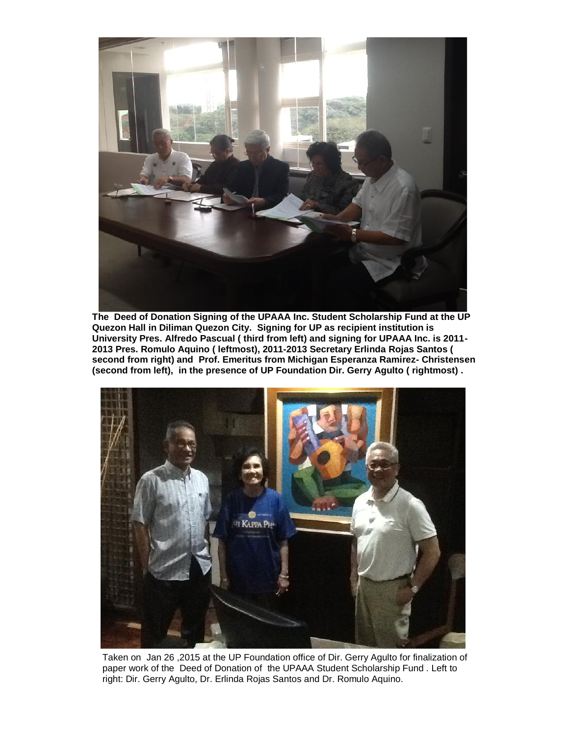**The Deed of Donation Signing of the UPAAA Inc. Student Scholarship Fund at the UP Quezon Hall in Diliman Quezon City. Signing for UP as recipient institution is University Pres. Alfredo Pascual ( third from left) and signing for UPAAA Inc. is 2011-2013 Pres. Romulo Aquino ( leftmost), 2011-2013 Secretary Erlinda Rojas Santos ( second from right) and Prof. Emeritus from Michigan Esperanza Ramirez- Christensen (second from left), in the presence of UP Foundation Dir. Gerry Agulto ( rightmost) .**

Taken on Jan 26 ,2015 at the UP Foundation office of Dir. Gerry Agulto for finalization of paper work of the Deed of Donation of the UPAAA Student Scholarship Fund . Left to right: Dir. Gerry Agulto, Dr. Erlinda Rojas Santos and Dr. Romulo Aquino.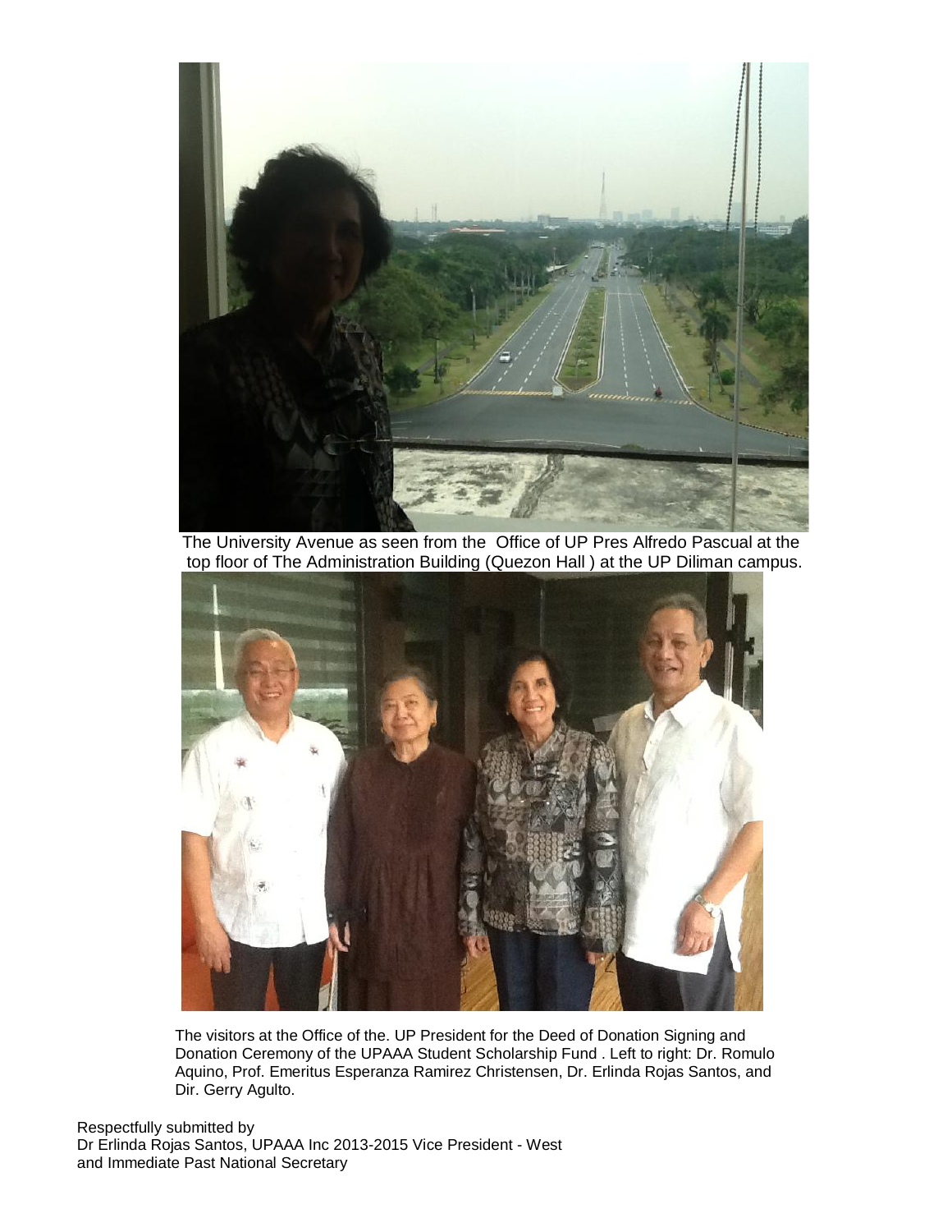The University Avenue as seen from the Office of UP Pres Alfredo Pascual at the top floor of The Administration Building (Quezon Hall ) at the UP Diliman campus.

The visitors at the Office of the. UP President for the Deed of Donation Signing and Donation Ceremony of the UPAAA Student Scholarship Fund . Left to right: Dr. Romulo Aquino, Prof. Emeritus Esperanza Ramirez Christensen, Dr. Erlinda Rojas Santos, and Dir. Gerry Agulto.

Respectfully submitted by
Dr Erlinda Rojas Santos, UPAAA Inc 2013-2015 Vice President - West
and Immediate Past National Secretary